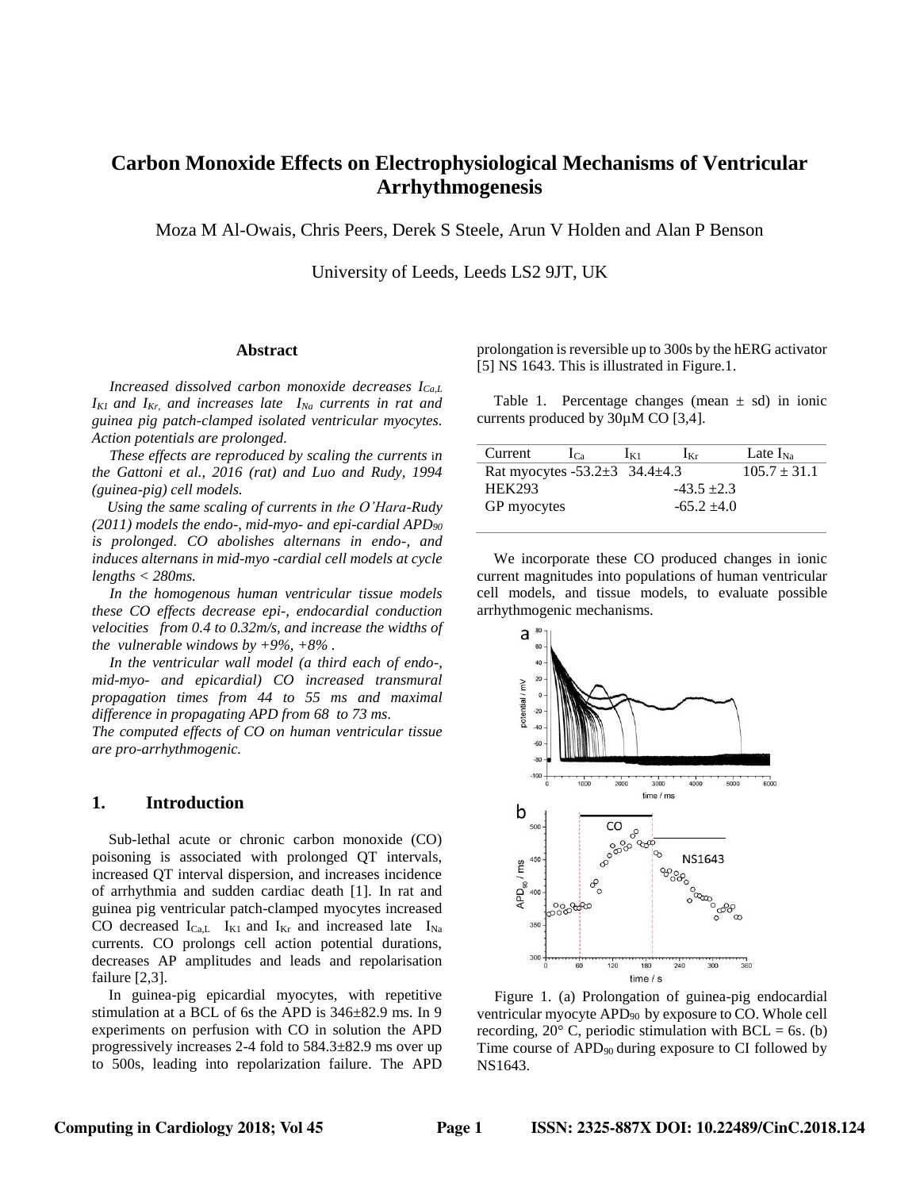# Carbon Monoxide Effects on Electrophysiological Mechanisms of Ventricular Arrhythmogenesis

Moza M Al-Owais, Chris Peers, Derek S Steele, Arun V Holden and Alan P Benson

University of Leeds, Leeds LS2 9JT, UK

## Abstract

*Increased dissolved carbon monoxide decreases $I_{Ca,L}$ $I_{K1}$ and $I_{Kr}$, and increases late $I_{Na}$ currents in rat and guinea pig patch-clamped isolated ventricular myocytes. Action potentials are prolonged.*

*These effects are reproduced by scaling the currents in the Gattoni et al., 2016 (rat) and Luo and Rudy, 1994 (guinea-pig) cell models.*

*Using the same scaling of currents in the O'Hara-Rudy (2011) models the endo-, mid-myo- and epi-cardial $APD_{90}$ is prolonged. CO abolishes alternans in endo-, and induces alternans in mid-myo -cardial cell models at cycle lengths < 280ms.*

*In the homogenous human ventricular tissue models these CO effects decrease epi-, endocardial conduction velocities from 0.4 to 0.32m/s, and increase the widths of the vulnerable windows by +9%, +8% .*

*In the ventricular wall model (a third each of endo-, mid-myo- and epicardial) CO increased transmural propagation times from 44 to 55 ms and maximal difference in propagating APD from 68 to 73 ms.*

*The computed effects of CO on human ventricular tissue are pro-arrhythmogenic.*

## 1. Introduction

Sub-lethal acute or chronic carbon monoxide (CO) poisoning is associated with prolonged QT intervals, increased QT interval dispersion, and increases incidence of arrhythmia and sudden cardiac death [1]. In rat and guinea pig ventricular patch-clamped myocytes increased CO decreased $I_{Ca,L}$ $I_{K1}$ and $I_{Kr}$ and increased late $I_{Na}$ currents. CO prolongs cell action potential durations, decreases AP amplitudes and leads and repolarisation failure [2,3].

In guinea-pig epicardial myocytes, with repetitive stimulation at a BCL of 6s the APD is 346±82.9 ms. In 9 experiments on perfusion with CO in solution the APD progressively increases 2-4 fold to 584.3±82.9 ms over up to 500s, leading into repolarization failure. The APD prolongation is reversible up to 300s by the hERG activator [5] NS 1643. This is illustrated in Figure.1.

Table 1. Percentage changes (mean ± sd) in ionic currents produced by 30µM CO [3,4].

| Current | $I_{Ca}$ | $I_{K1}$ | $I_{Kr}$ | Late $I_{Na}$ |
|---|---|---|---|---|
| Rat myocytes | -53.2±3 | 34.4±4.3 | | 105.7 ± 31.1 |
| HEK293 | | | -43.5 ±2.3 | |
| GP myocytes | | | -65.2 ±4.0 | |

We incorporate these CO produced changes in ionic current magnitudes into populations of human ventricular cell models, and tissue models, to evaluate possible arrhythmogenic mechanisms.

Figure 1. (a) Prolongation of guinea-pig endocardial ventricular myocyte $APD_{90}$ by exposure to CO. Whole cell recording, 20° C, periodic stimulation with BCL = 6s. (b) Time course of $APD_{90}$ during exposure to CI followed by NS1643.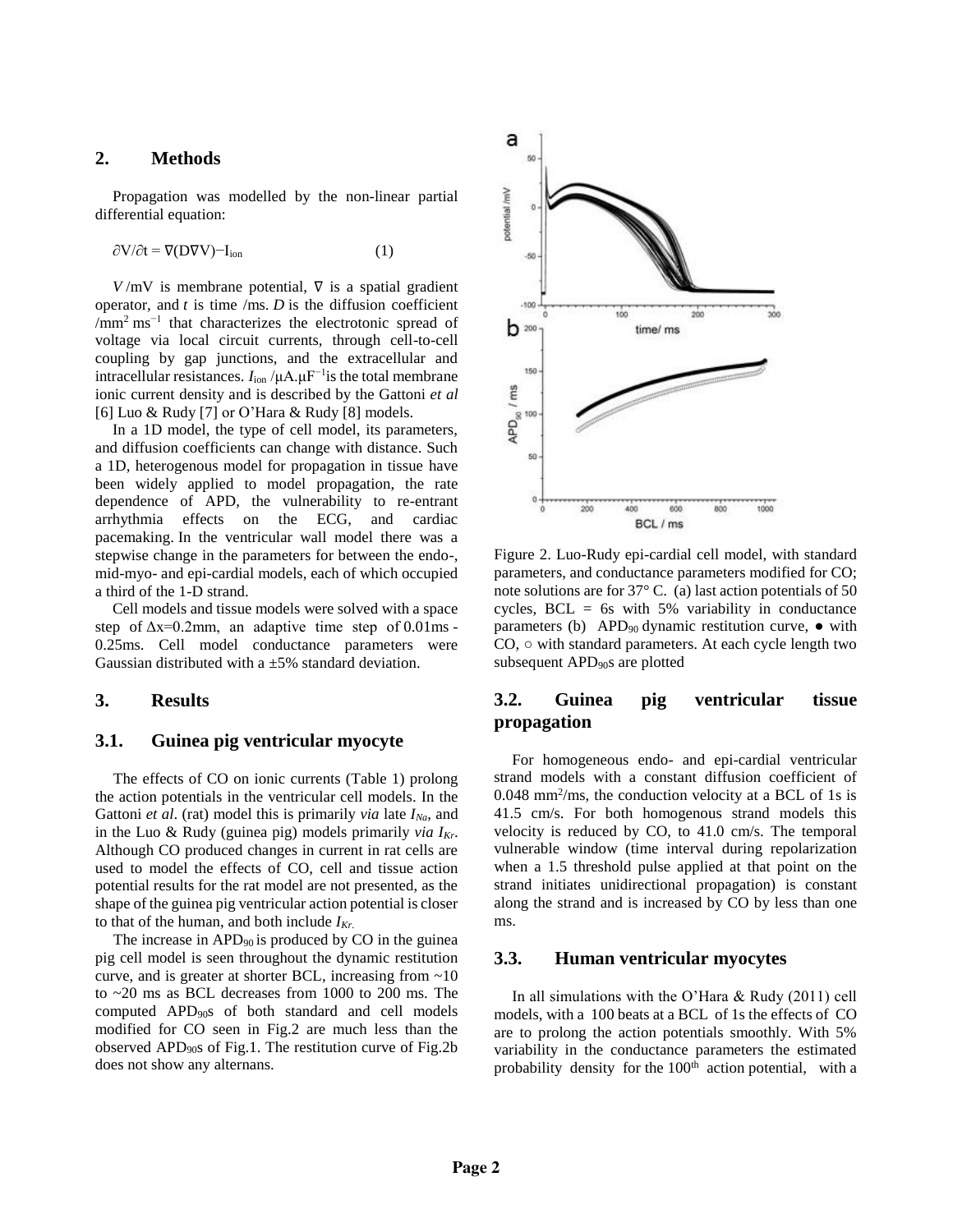## 2. Methods

Propagation was modelled by the non-linear partial differential equation:

$$\partial V/\partial t = \nabla(D\nabla V) - I_{ion} \qquad (1)$$

$V$ /mV is membrane potential, $\nabla$ is a spatial gradient operator, and $t$ is time /ms. $D$ is the diffusion coefficient /mm$^2$ ms$^{-1}$ that characterizes the electrotonic spread of voltage via local circuit currents, through cell-to-cell coupling by gap junctions, and the extracellular and intracellular resistances. $I_{ion}$ /μA.μF$^{-1}$ is the total membrane ionic current density and is described by the Gattoni *et al* [6] Luo & Rudy [7] or O'Hara & Rudy [8] models.

In a 1D model, the type of cell model, its parameters, and diffusion coefficients can change with distance. Such a 1D, heterogenous model for propagation in tissue have been widely applied to model propagation, the rate dependence of APD, the vulnerability to re-entrant arrhythmia effects on the ECG, and cardiac pacemaking. In the ventricular wall model there was a stepwise change in the parameters for between the endo-, mid-myo- and epi-cardial models, each of which occupied a third of the 1-D strand.

Cell models and tissue models were solved with a space step of Δx=0.2mm, an adaptive time step of 0.01ms - 0.25ms. Cell model conductance parameters were Gaussian distributed with a ±5% standard deviation.

## 3. Results

### 3.1. Guinea pig ventricular myocyte

The effects of CO on ionic currents (Table 1) prolong the action potentials in the ventricular cell models. In the Gattoni *et al*. (rat) model this is primarily *via* late $I_{Na}$, and in the Luo & Rudy (guinea pig) models primarily *via* $I_{Kr}$. Although CO produced changes in current in rat cells are used to model the effects of CO, cell and tissue action potential results for the rat model are not presented, as the shape of the guinea pig ventricular action potential is closer to that of the human, and both include $I_{Kr}$.

The increase in APD$_{90}$ is produced by CO in the guinea pig cell model is seen throughout the dynamic restitution curve, and is greater at shorter BCL, increasing from ~10 to ~20 ms as BCL decreases from 1000 to 200 ms. The computed APD$_{90}$s of both standard and cell models modified for CO seen in Fig.2 are much less than the observed APD$_{90}$s of Fig.1. The restitution curve of Fig.2b does not show any alternans.

Figure 2. Luo-Rudy epi-cardial cell model, with standard parameters, and conductance parameters modified for CO; note solutions are for 37° C. (a) last action potentials of 50 cycles, BCL = 6s with 5% variability in conductance parameters (b) APD$_{90}$ dynamic restitution curve, ● with CO, ○ with standard parameters. At each cycle length two subsequent APD$_{90}$s are plotted

### 3.2. Guinea pig ventricular tissue propagation

For homogeneous endo- and epi-cardial ventricular strand models with a constant diffusion coefficient of 0.048 mm$^2$/ms, the conduction velocity at a BCL of 1s is 41.5 cm/s. For both homogenous strand models this velocity is reduced by CO, to 41.0 cm/s. The temporal vulnerable window (time interval during repolarization when a 1.5 threshold pulse applied at that point on the strand initiates unidirectional propagation) is constant along the strand and is increased by CO by less than one ms.

### 3.3. Human ventricular myocytes

In all simulations with the O'Hara & Rudy (2011) cell models, with a 100 beats at a BCL of 1s the effects of CO are to prolong the action potentials smoothly. With 5% variability in the conductance parameters the estimated probability density for the 100$^{th}$ action potential, with a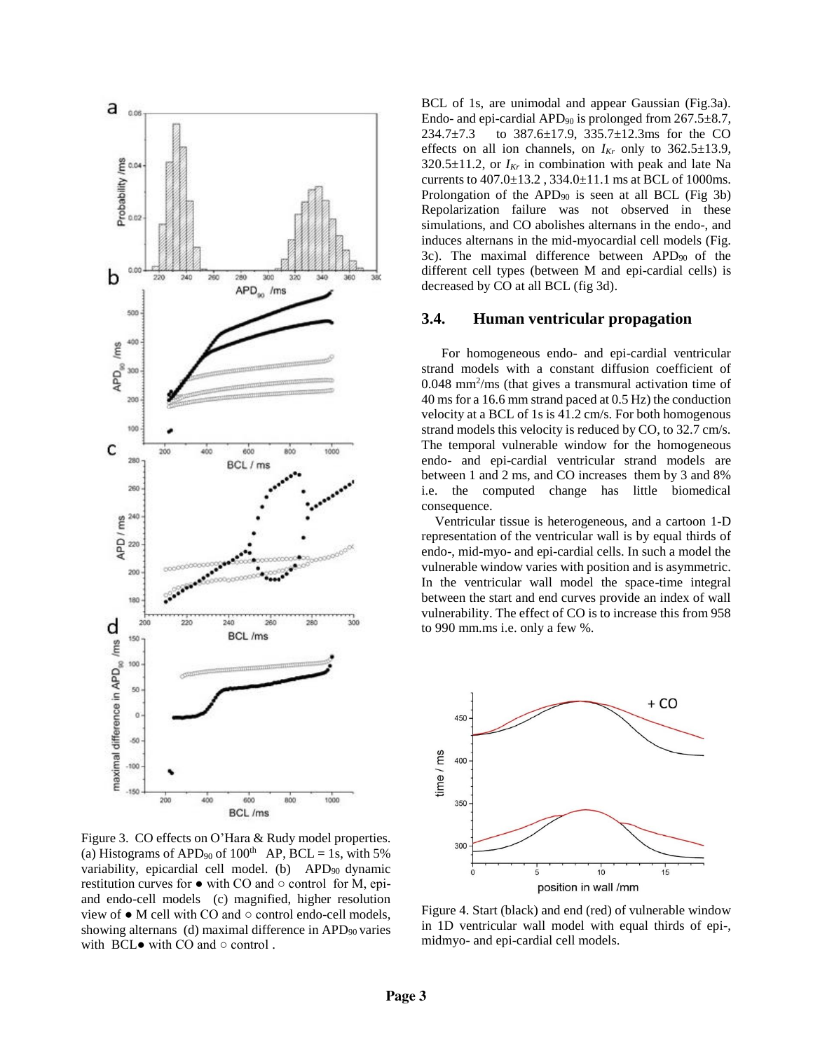Figure 3. CO effects on O'Hara & Rudy model properties. (a) Histograms of $APD_{90}$ of 100[th] AP, BCL = 1s, with 5% variability, epicardial cell model. (b) $APD_{90}$ dynamic restitution curves for ● with CO and ○ control for M, epi- and endo-cell models (c) magnified, higher resolution view of ● M cell with CO and ○ control endo-cell models, showing alternans (d) maximal difference in $APD_{90}$ varies with BCL● with CO and ○ control .

BCL of 1s, are unimodal and appear Gaussian (Fig.3a). Endo- and epi-cardial $APD_{90}$ is prolonged from 267.5±8.7, 234.7±7.3 to 387.6±17.9, 335.7±12.3ms for the CO effects on all ion channels, on $I_{Kr}$ only to 362.5±13.9, 320.5±11.2, or $I_{Kr}$ in combination with peak and late Na currents to 407.0±13.2 , 334.0±11.1 ms at BCL of 1000ms. Prolongation of the $APD_{90}$ is seen at all BCL (Fig 3b) Repolarization failure was not observed in these simulations, and CO abolishes alternans in the endo-, and induces alternans in the mid-myocardial cell models (Fig. 3c). The maximal difference between $APD_{90}$ of the different cell types (between M and epi-cardial cells) is decreased by CO at all BCL (fig 3d).

## 3.4. Human ventricular propagation

For homogeneous endo- and epi-cardial ventricular strand models with a constant diffusion coefficient of 0.048 $mm^2/ms$ (that gives a transmural activation time of 40 ms for a 16.6 mm strand paced at 0.5 Hz) the conduction velocity at a BCL of 1s is 41.2 cm/s. For both homogenous strand models this velocity is reduced by CO, to 32.7 cm/s. The temporal vulnerable window for the homogeneous endo- and epi-cardial ventricular strand models are between 1 and 2 ms, and CO increases them by 3 and 8% i.e. the computed change has little biomedical consequence.

Ventricular tissue is heterogeneous, and a cartoon 1-D representation of the ventricular wall is by equal thirds of endo-, mid-myo- and epi-cardial cells. In such a model the vulnerable window varies with position and is asymmetric. In the ventricular wall model the space-time integral between the start and end curves provide an index of wall vulnerability. The effect of CO is to increase this from 958 to 990 mm.ms i.e. only a few %.

Figure 4. Start (black) and end (red) of vulnerable window in 1D ventricular wall model with equal thirds of epi-, midmyo- and epi-cardial cell models.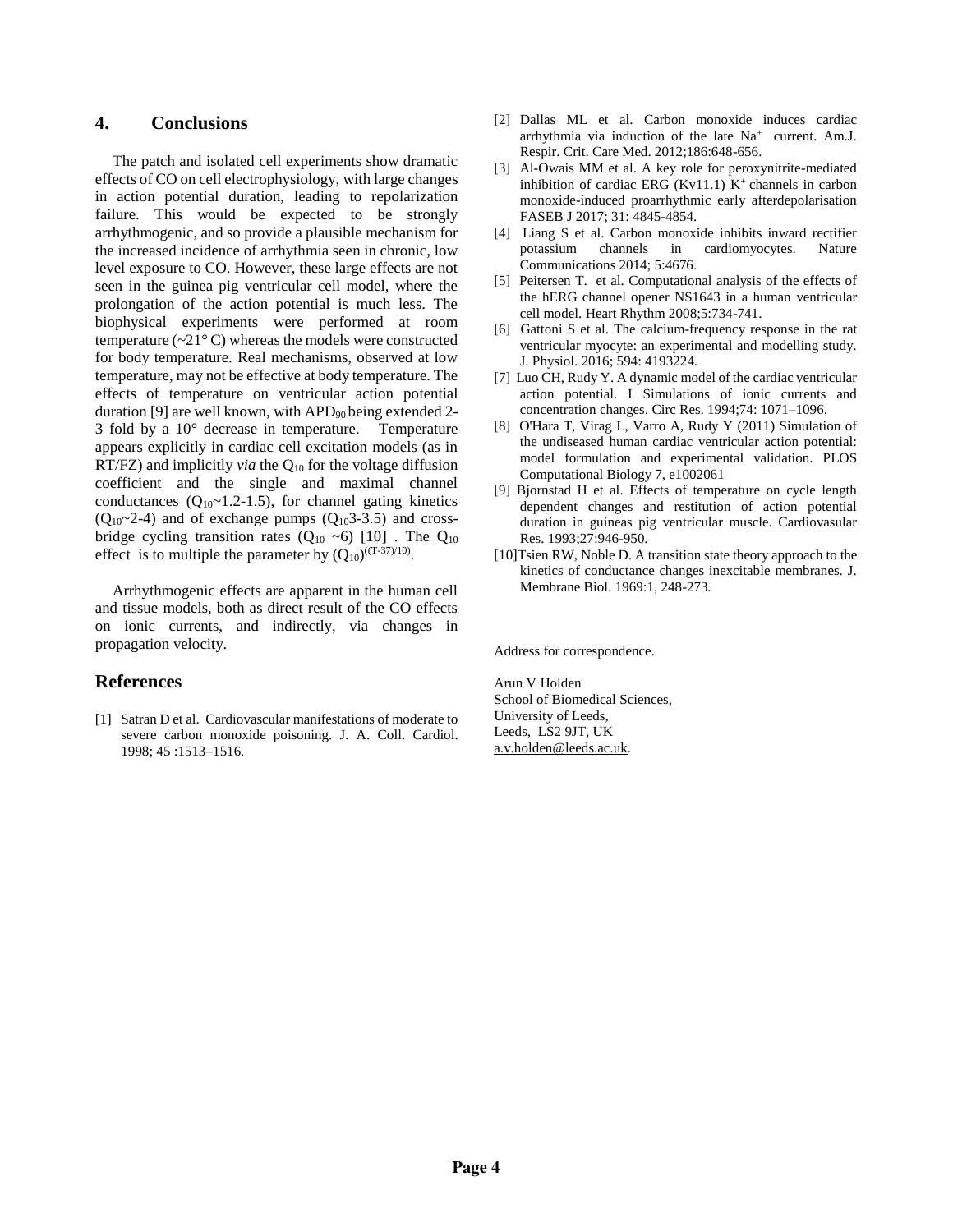## 4. Conclusions

The patch and isolated cell experiments show dramatic effects of CO on cell electrophysiology, with large changes in action potential duration, leading to repolarization failure. This would be expected to be strongly arrhythmogenic, and so provide a plausible mechanism for the increased incidence of arrhythmia seen in chronic, low level exposure to CO. However, these large effects are not seen in the guinea pig ventricular cell model, where the prolongation of the action potential is much less. The biophysical experiments were performed at room temperature (~21° C) whereas the models were constructed for body temperature. Real mechanisms, observed at low temperature, may not be effective at body temperature. The effects of temperature on ventricular action potential duration [9] are well known, with $APD_{90}$ being extended 2-3 fold by a 10° decrease in temperature. Temperature appears explicitly in cardiac cell excitation models (as in RT/FZ) and implicitly *via* the $Q_{10}$ for the voltage diffusion coefficient and the single and maximal channel conductances ($Q_{10}$~1.2-1.5), for channel gating kinetics ($Q_{10}$~2-4) and of exchange pumps ($Q_{10}$3-3.5) and cross-bridge cycling transition rates ($Q_{10}$ ~6) [10] . The $Q_{10}$ effect is to multiple the parameter by $(Q_{10})^{((T-37)/10)}$.

Arrhythmogenic effects are apparent in the human cell and tissue models, both as direct result of the CO effects on ionic currents, and indirectly, via changes in propagation velocity.

## References

[1] Satran D et al. Cardiovascular manifestations of moderate to severe carbon monoxide poisoning. J. A. Coll. Cardiol. 1998; 45 :1513–1516.

[2] Dallas ML et al. Carbon monoxide induces cardiac arrhythmia via induction of the late $Na^{+}$ current. Am.J. Respir. Crit. Care Med. 2012;186:648-656.

[3] Al-Owais MM et al. A key role for peroxynitrite-mediated inhibition of cardiac ERG (Kv11.1) $K^{+}$ channels in carbon monoxide-induced proarrhythmic early afterdepolarisation FASEB J 2017; 31: 4845-4854.

[4] Liang S et al. Carbon monoxide inhibits inward rectifier potassium channels in cardiomyocytes. Nature Communications 2014; 5:4676.

[5] Peitersen T. et al. Computational analysis of the effects of the hERG channel opener NS1643 in a human ventricular cell model. Heart Rhythm 2008;5:734-741.

[6] Gattoni S et al. The calcium-frequency response in the rat ventricular myocyte: an experimental and modelling study. J. Physiol. 2016; 594: 4193224.

[7] Luo CH, Rudy Y. A dynamic model of the cardiac ventricular action potential. I Simulations of ionic currents and concentration changes. Circ Res. 1994;74: 1071–1096.

[8] O'Hara T, Virag L, Varro A, Rudy Y (2011) Simulation of the undiseased human cardiac ventricular action potential: model formulation and experimental validation. PLOS Computational Biology 7, e1002061

[9] Bjornstad H et al. Effects of temperature on cycle length dependent changes and restitution of action potential duration in guineas pig ventricular muscle. Cardiovasular Res. 1993;27:946-950.

[10] Tsien RW, Noble D. A transition state theory approach to the kinetics of conductance changes inexcitable membranes. J. Membrane Biol. 1969:1, 248-273.

Address for correspondence.

Arun V Holden
School of Biomedical Sciences,
University of Leeds,
Leeds, LS2 9JT, UK
a.v.holden@leeds.ac.uk.